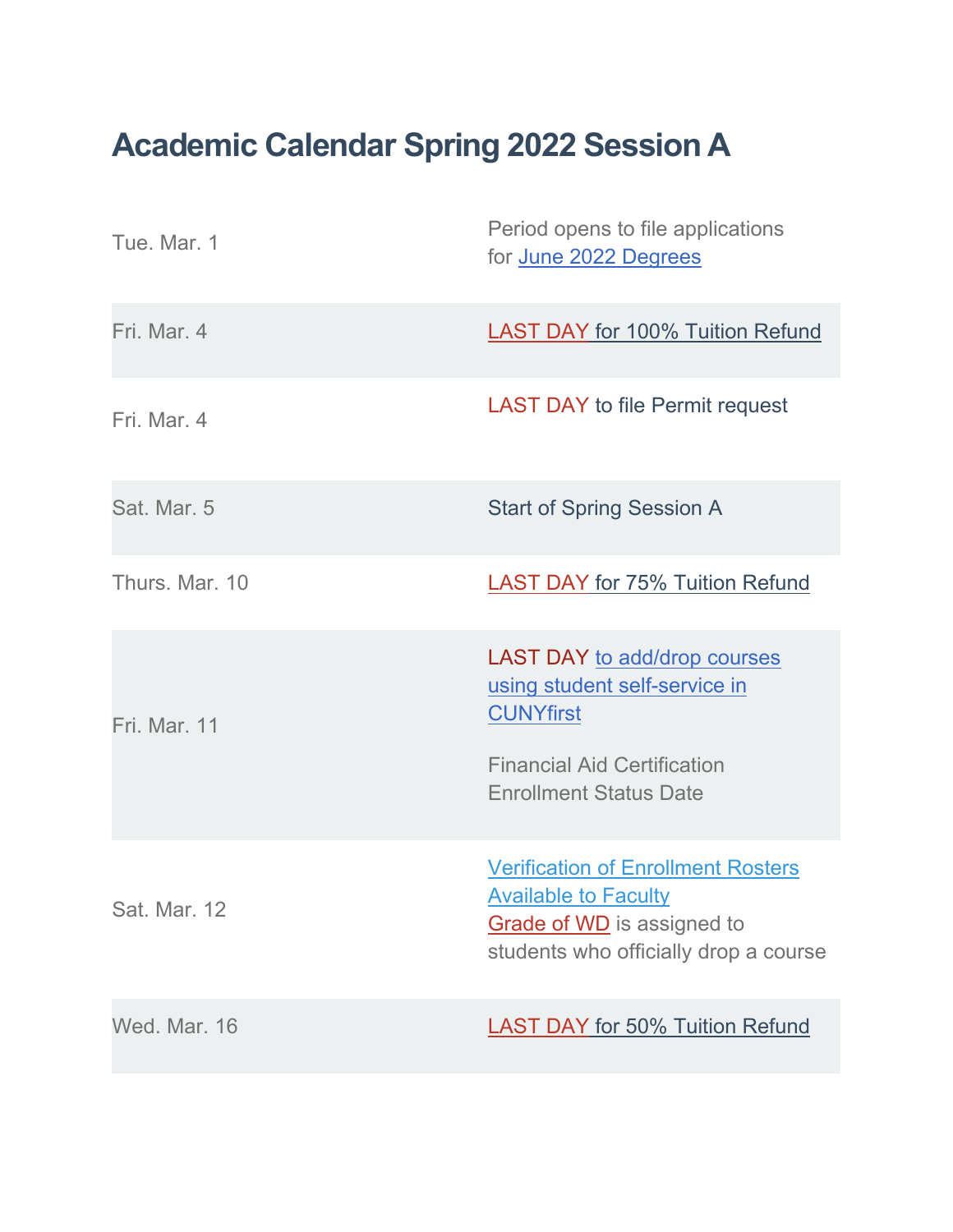# Academic Calendar Spring 2022 Session A

| Date | Event |
|---|---|
| Tue. Mar. 1 | Period opens to file applications for June 2022 Degrees |
| Fri. Mar. 4 | LAST DAY for 100% Tuition Refund |
| Fri. Mar. 4 | LAST DAY to file Permit request |
| Sat. Mar. 5 | Start of Spring Session A |
| Thurs. Mar. 10 | LAST DAY for 75% Tuition Refund |
| Fri. Mar. 11 | LAST DAY to add/drop courses using student self-service in CUNYfirst<br><br>Financial Aid Certification Enrollment Status Date |
| Sat. Mar. 12 | Verification of Enrollment Rosters Available to Faculty<br>Grade of WD is assigned to students who officially drop a course |
| Wed. Mar. 16 | LAST DAY for 50% Tuition Refund |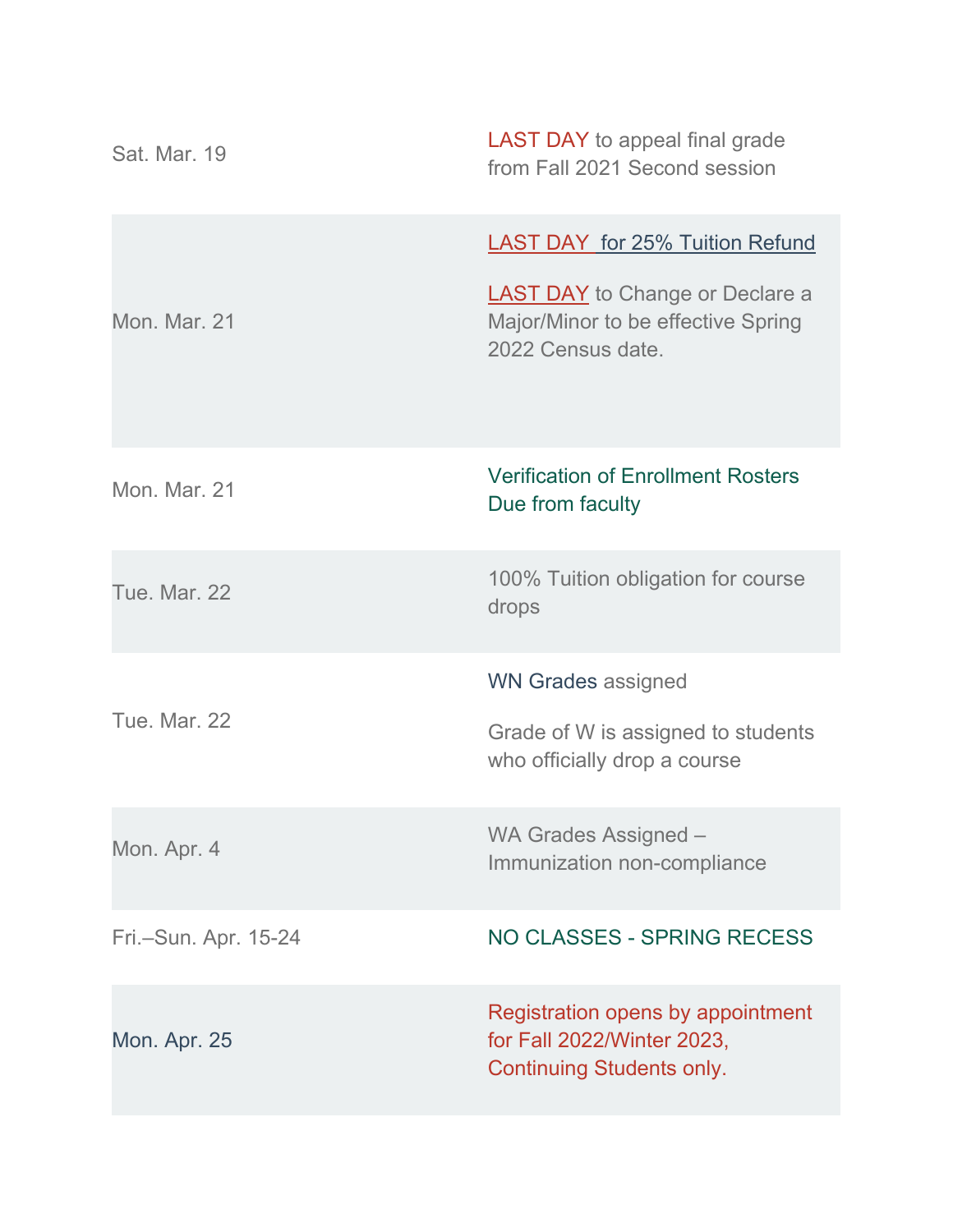| | |
|---|---|
| Sat. Mar. 19 | LAST DAY to appeal final grade from Fall 2021 Second session |
| Mon. Mar. 21 | LAST DAY  for 25% Tuition Refund<br><br>LAST DAY to Change or Declare a Major/Minor to be effective Spring 2022 Census date. |
| Mon. Mar. 21 | Verification of Enrollment Rosters Due from faculty |
| Tue. Mar. 22 | 100% Tuition obligation for course drops |
| Tue. Mar. 22 | WN Grades assigned<br><br>Grade of W is assigned to students who officially drop a course |
| Mon. Apr. 4 | WA Grades Assigned – Immunization non-compliance |
| Fri.–Sun. Apr. 15-24 | NO CLASSES - SPRING RECESS |
| Mon. Apr. 25 | Registration opens by appointment for Fall 2022/Winter 2023, Continuing Students only. |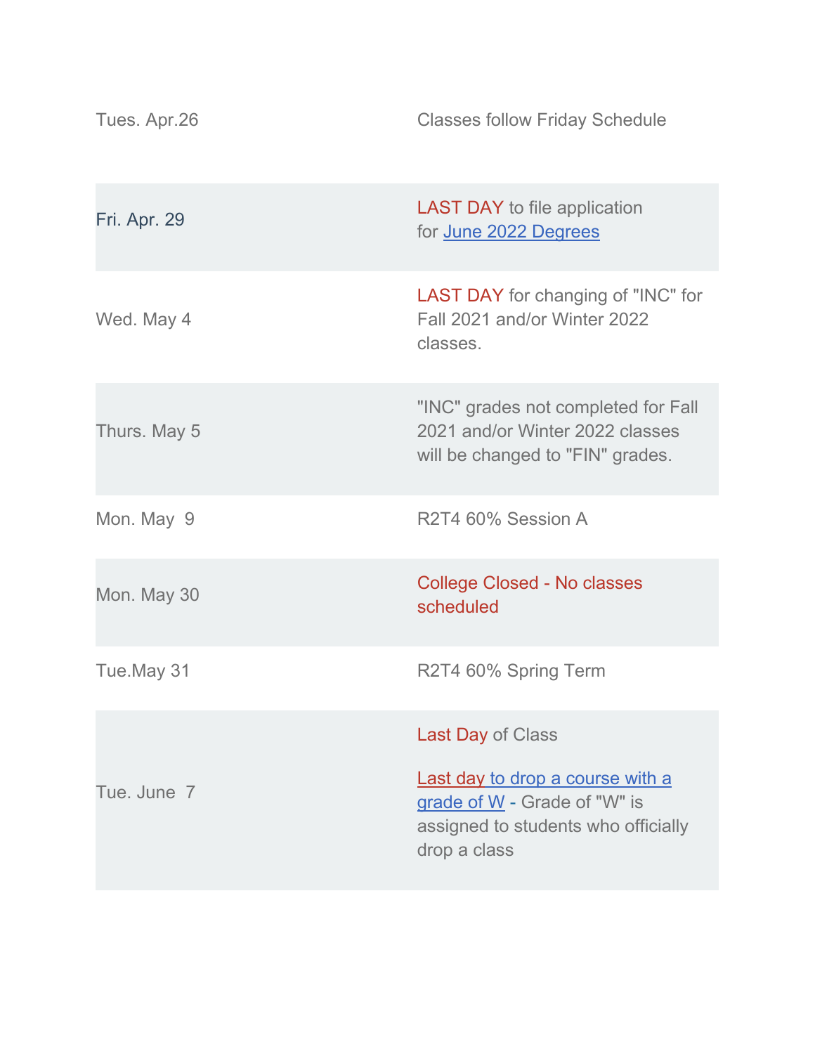| | |
|---|---|
| Tues. Apr.26 | Classes follow Friday Schedule |
| Fri. Apr. 29 | LAST DAY to file application for June 2022 Degrees |
| Wed. May 4 | LAST DAY for changing of "INC" for Fall 2021 and/or Winter 2022 classes. |
| Thurs. May 5 | "INC" grades not completed for Fall 2021 and/or Winter 2022 classes will be changed to "FIN" grades. |
| Mon. May 9 | R2T4 60% Session A |
| Mon. May 30 | College Closed - No classes scheduled |
| Tue.May 31 | R2T4 60% Spring Term |
| Tue. June 7 | Last Day of Class<br><br>Last day to drop a course with a grade of W - Grade of "W" is assigned to students who officially drop a class |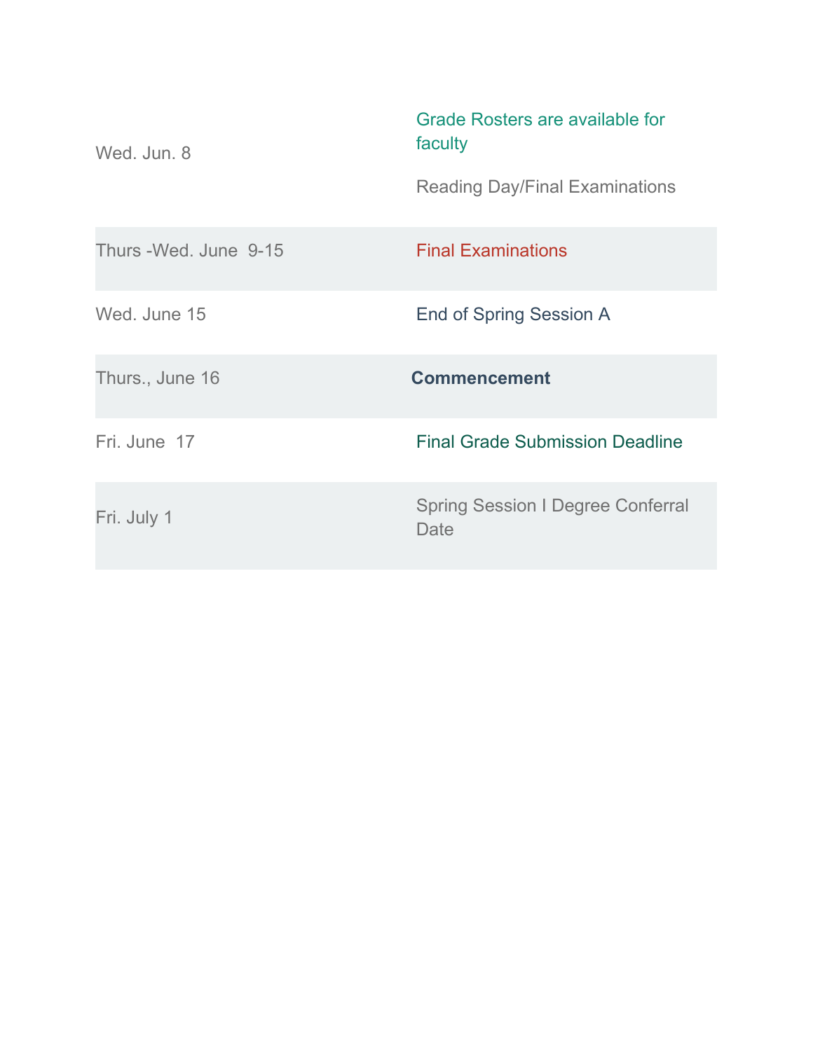| | |
|---|---|
| Wed. Jun. 8 | Grade Rosters are available for faculty<br><br>Reading Day/Final Examinations |
| Thurs -Wed. June 9-15 | Final Examinations |
| Wed. June 15 | End of Spring Session A |
| Thurs., June 16 | **Commencement** |
| Fri. June 17 | Final Grade Submission Deadline |
| Fri. July 1 | Spring Session I Degree Conferral Date |